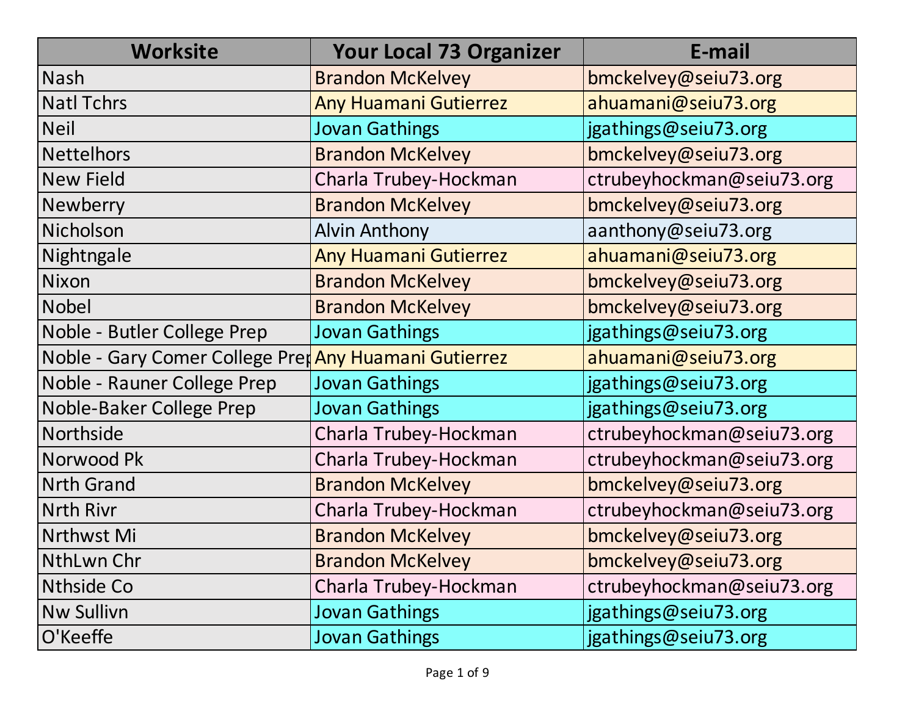| Worksite | Your Local 73 Organizer | E-mail |
|---|---|---|
| Nash | Brandon McKelvey | bmckelvey@seiu73.org |
| Natl Tchrs | Any Huamani Gutierrez | ahuamani@seiu73.org |
| Neil | Jovan Gathings | jgathings@seiu73.org |
| Nettelhors | Brandon McKelvey | bmckelvey@seiu73.org |
| New Field | Charla Trubey-Hockman | ctrubeyhockman@seiu73.org |
| Newberry | Brandon McKelvey | bmckelvey@seiu73.org |
| Nicholson | Alvin Anthony | aanthony@seiu73.org |
| Nightngale | Any Huamani Gutierrez | ahuamani@seiu73.org |
| Nixon | Brandon McKelvey | bmckelvey@seiu73.org |
| Nobel | Brandon McKelvey | bmckelvey@seiu73.org |
| Noble - Butler College Prep | Jovan Gathings | jgathings@seiu73.org |
| Noble - Gary Comer College Prep | Any Huamani Gutierrez | ahuamani@seiu73.org |
| Noble - Rauner College Prep | Jovan Gathings | jgathings@seiu73.org |
| Noble-Baker College Prep | Jovan Gathings | jgathings@seiu73.org |
| Northside | Charla Trubey-Hockman | ctrubeyhockman@seiu73.org |
| Norwood Pk | Charla Trubey-Hockman | ctrubeyhockman@seiu73.org |
| Nrth Grand | Brandon McKelvey | bmckelvey@seiu73.org |
| Nrth Rivr | Charla Trubey-Hockman | ctrubeyhockman@seiu73.org |
| Nrthwst Mi | Brandon McKelvey | bmckelvey@seiu73.org |
| NthLwn Chr | Brandon McKelvey | bmckelvey@seiu73.org |
| Nthside Co | Charla Trubey-Hockman | ctrubeyhockman@seiu73.org |
| Nw Sullivn | Jovan Gathings | jgathings@seiu73.org |
| O'Keeffe | Jovan Gathings | jgathings@seiu73.org |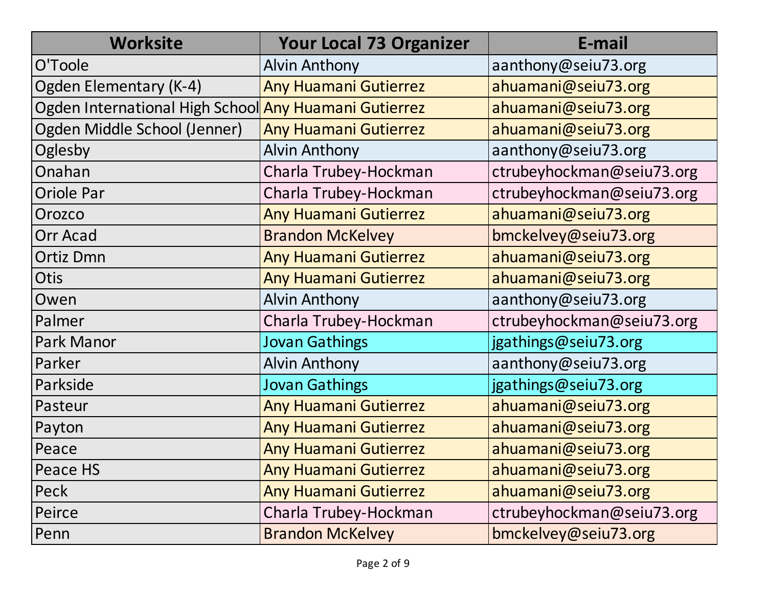| Worksite | Your Local 73 Organizer | E-mail |
| --- | --- | --- |
| O'Toole | Alvin Anthony | aanthony@seiu73.org |
| Ogden Elementary (K-4) | Any Huamani Gutierrez | ahuamani@seiu73.org |
| Ogden International High School | Any Huamani Gutierrez | ahuamani@seiu73.org |
| Ogden Middle School (Jenner) | Any Huamani Gutierrez | ahuamani@seiu73.org |
| Oglesby | Alvin Anthony | aanthony@seiu73.org |
| Onahan | Charla Trubey-Hockman | ctrubeyhockman@seiu73.org |
| Oriole Par | Charla Trubey-Hockman | ctrubeyhockman@seiu73.org |
| Orozco | Any Huamani Gutierrez | ahuamani@seiu73.org |
| Orr Acad | Brandon McKelvey | bmckelvey@seiu73.org |
| Ortiz Dmn | Any Huamani Gutierrez | ahuamani@seiu73.org |
| Otis | Any Huamani Gutierrez | ahuamani@seiu73.org |
| Owen | Alvin Anthony | aanthony@seiu73.org |
| Palmer | Charla Trubey-Hockman | ctrubeyhockman@seiu73.org |
| Park Manor | Jovan Gathings | jgathings@seiu73.org |
| Parker | Alvin Anthony | aanthony@seiu73.org |
| Parkside | Jovan Gathings | jgathings@seiu73.org |
| Pasteur | Any Huamani Gutierrez | ahuamani@seiu73.org |
| Payton | Any Huamani Gutierrez | ahuamani@seiu73.org |
| Peace | Any Huamani Gutierrez | ahuamani@seiu73.org |
| Peace HS | Any Huamani Gutierrez | ahuamani@seiu73.org |
| Peck | Any Huamani Gutierrez | ahuamani@seiu73.org |
| Peirce | Charla Trubey-Hockman | ctrubeyhockman@seiu73.org |
| Penn | Brandon McKelvey | bmckelvey@seiu73.org |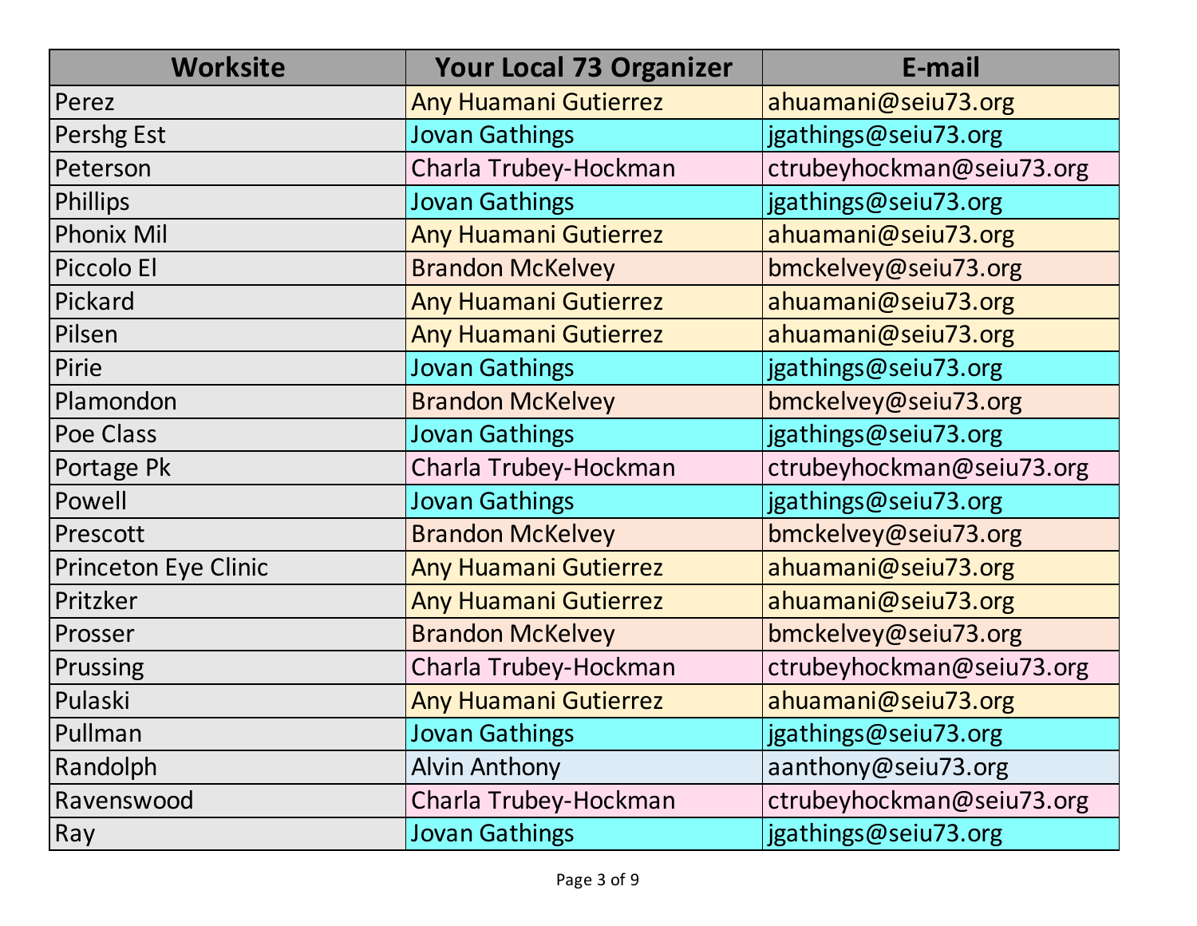| Worksite | Your Local 73 Organizer | E-mail |
|---|---|---|
| Perez | Any Huamani Gutierrez | ahuamani@seiu73.org |
| Pershg Est | Jovan Gathings | jgathings@seiu73.org |
| Peterson | Charla Trubey-Hockman | ctrubeyhockman@seiu73.org |
| Phillips | Jovan Gathings | jgathings@seiu73.org |
| Phonix Mil | Any Huamani Gutierrez | ahuamani@seiu73.org |
| Piccolo El | Brandon McKelvey | bmckelvey@seiu73.org |
| Pickard | Any Huamani Gutierrez | ahuamani@seiu73.org |
| Pilsen | Any Huamani Gutierrez | ahuamani@seiu73.org |
| Pirie | Jovan Gathings | jgathings@seiu73.org |
| Plamondon | Brandon McKelvey | bmckelvey@seiu73.org |
| Poe Class | Jovan Gathings | jgathings@seiu73.org |
| Portage Pk | Charla Trubey-Hockman | ctrubeyhockman@seiu73.org |
| Powell | Jovan Gathings | jgathings@seiu73.org |
| Prescott | Brandon McKelvey | bmckelvey@seiu73.org |
| Princeton Eye Clinic | Any Huamani Gutierrez | ahuamani@seiu73.org |
| Pritzker | Any Huamani Gutierrez | ahuamani@seiu73.org |
| Prosser | Brandon McKelvey | bmckelvey@seiu73.org |
| Prussing | Charla Trubey-Hockman | ctrubeyhockman@seiu73.org |
| Pulaski | Any Huamani Gutierrez | ahuamani@seiu73.org |
| Pullman | Jovan Gathings | jgathings@seiu73.org |
| Randolph | Alvin Anthony | aanthony@seiu73.org |
| Ravenswood | Charla Trubey-Hockman | ctrubeyhockman@seiu73.org |
| Ray | Jovan Gathings | jgathings@seiu73.org |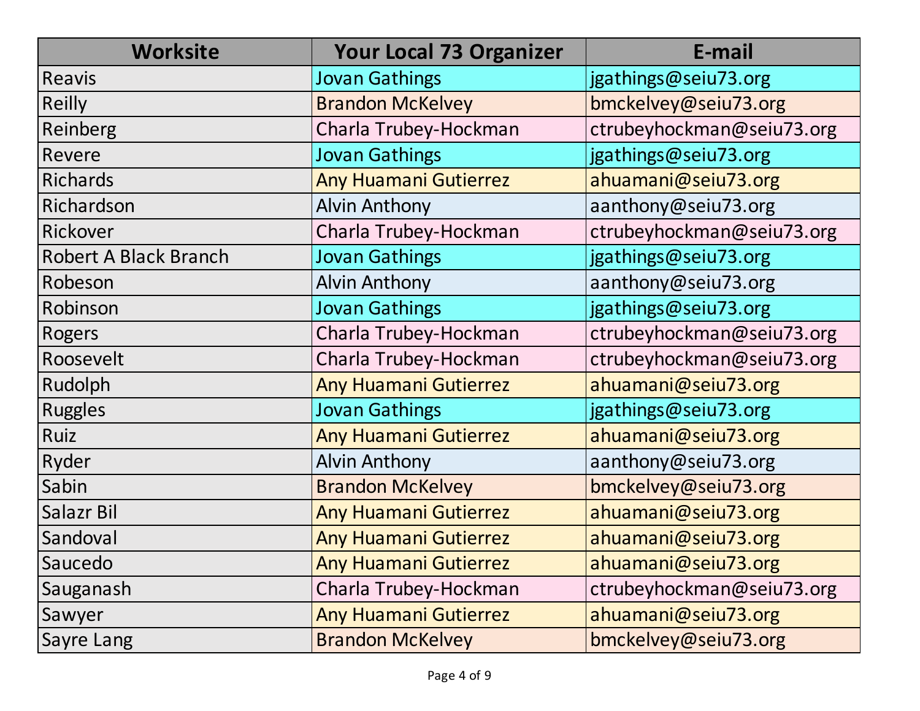| Worksite | Your Local 73 Organizer | E-mail |
|---|---|---|
| Reavis | Jovan Gathings | jgathings@seiu73.org |
| Reilly | Brandon McKelvey | bmckelvey@seiu73.org |
| Reinberg | Charla Trubey-Hockman | ctrubeyhockman@seiu73.org |
| Revere | Jovan Gathings | jgathings@seiu73.org |
| Richards | Any Huamani Gutierrez | ahuamani@seiu73.org |
| Richardson | Alvin Anthony | aanthony@seiu73.org |
| Rickover | Charla Trubey-Hockman | ctrubeyhockman@seiu73.org |
| Robert A Black Branch | Jovan Gathings | jgathings@seiu73.org |
| Robeson | Alvin Anthony | aanthony@seiu73.org |
| Robinson | Jovan Gathings | jgathings@seiu73.org |
| Rogers | Charla Trubey-Hockman | ctrubeyhockman@seiu73.org |
| Roosevelt | Charla Trubey-Hockman | ctrubeyhockman@seiu73.org |
| Rudolph | Any Huamani Gutierrez | ahuamani@seiu73.org |
| Ruggles | Jovan Gathings | jgathings@seiu73.org |
| Ruiz | Any Huamani Gutierrez | ahuamani@seiu73.org |
| Ryder | Alvin Anthony | aanthony@seiu73.org |
| Sabin | Brandon McKelvey | bmckelvey@seiu73.org |
| Salazr Bil | Any Huamani Gutierrez | ahuamani@seiu73.org |
| Sandoval | Any Huamani Gutierrez | ahuamani@seiu73.org |
| Saucedo | Any Huamani Gutierrez | ahuamani@seiu73.org |
| Sauganash | Charla Trubey-Hockman | ctrubeyhockman@seiu73.org |
| Sawyer | Any Huamani Gutierrez | ahuamani@seiu73.org |
| Sayre Lang | Brandon McKelvey | bmckelvey@seiu73.org |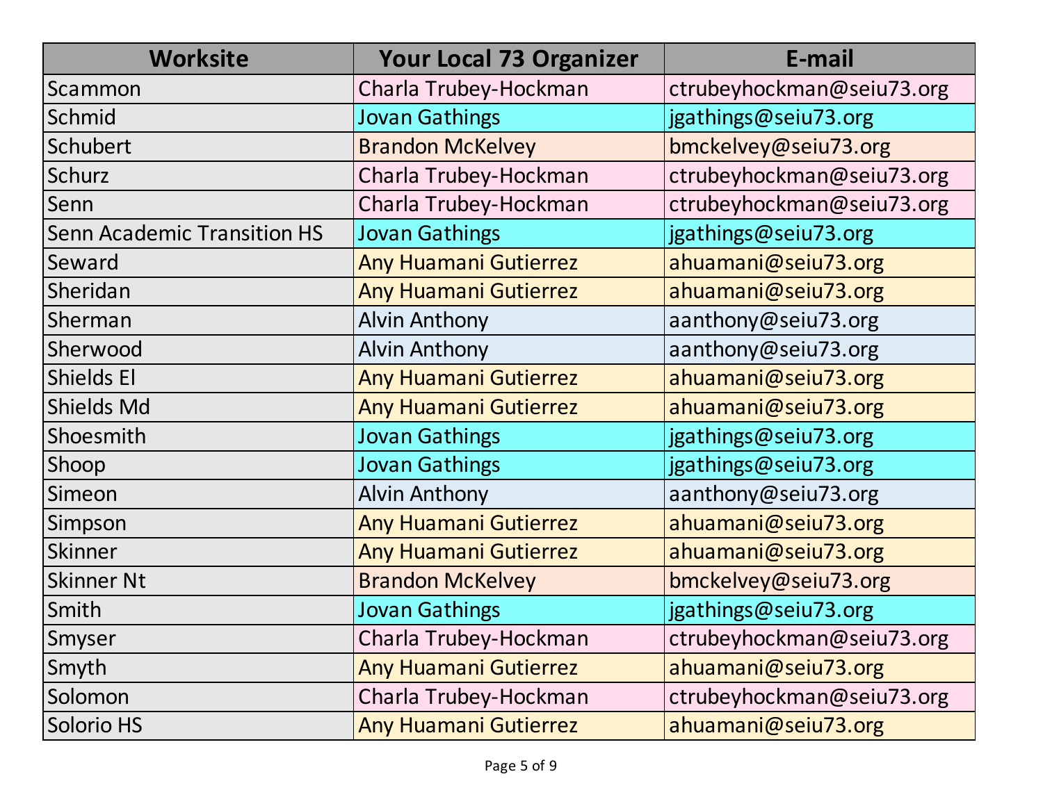| Worksite | Your Local 73 Organizer | E-mail |
| --- | --- | --- |
| Scammon | Charla Trubey-Hockman | ctrubeyhockman@seiu73.org |
| Schmid | Jovan Gathings | jgathings@seiu73.org |
| Schubert | Brandon McKelvey | bmckelvey@seiu73.org |
| Schurz | Charla Trubey-Hockman | ctrubeyhockman@seiu73.org |
| Senn | Charla Trubey-Hockman | ctrubeyhockman@seiu73.org |
| Senn Academic Transition HS | Jovan Gathings | jgathings@seiu73.org |
| Seward | Any Huamani Gutierrez | ahuamani@seiu73.org |
| Sheridan | Any Huamani Gutierrez | ahuamani@seiu73.org |
| Sherman | Alvin Anthony | aanthony@seiu73.org |
| Sherwood | Alvin Anthony | aanthony@seiu73.org |
| Shields El | Any Huamani Gutierrez | ahuamani@seiu73.org |
| Shields Md | Any Huamani Gutierrez | ahuamani@seiu73.org |
| Shoesmith | Jovan Gathings | jgathings@seiu73.org |
| Shoop | Jovan Gathings | jgathings@seiu73.org |
| Simeon | Alvin Anthony | aanthony@seiu73.org |
| Simpson | Any Huamani Gutierrez | ahuamani@seiu73.org |
| Skinner | Any Huamani Gutierrez | ahuamani@seiu73.org |
| Skinner Nt | Brandon McKelvey | bmckelvey@seiu73.org |
| Smith | Jovan Gathings | jgathings@seiu73.org |
| Smyser | Charla Trubey-Hockman | ctrubeyhockman@seiu73.org |
| Smyth | Any Huamani Gutierrez | ahuamani@seiu73.org |
| Solomon | Charla Trubey-Hockman | ctrubeyhockman@seiu73.org |
| Solorio HS | Any Huamani Gutierrez | ahuamani@seiu73.org |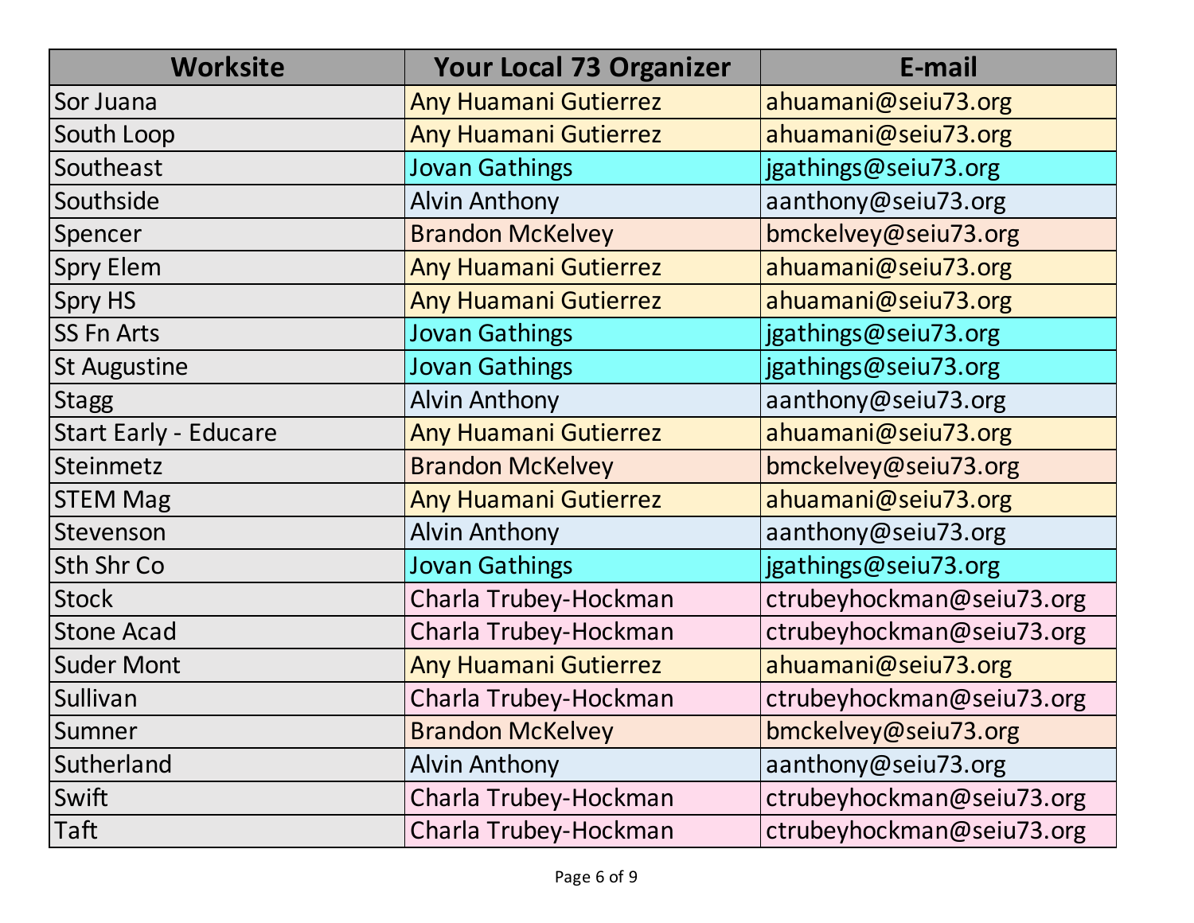| Worksite | Your Local 73 Organizer | E-mail |
| --- | --- | --- |
| Sor Juana | Any Huamani Gutierrez | ahuamani@seiu73.org |
| South Loop | Any Huamani Gutierrez | ahuamani@seiu73.org |
| Southeast | Jovan Gathings | jgathings@seiu73.org |
| Southside | Alvin Anthony | aanthony@seiu73.org |
| Spencer | Brandon McKelvey | bmckelvey@seiu73.org |
| Spry Elem | Any Huamani Gutierrez | ahuamani@seiu73.org |
| Spry HS | Any Huamani Gutierrez | ahuamani@seiu73.org |
| SS Fn Arts | Jovan Gathings | jgathings@seiu73.org |
| St Augustine | Jovan Gathings | jgathings@seiu73.org |
| Stagg | Alvin Anthony | aanthony@seiu73.org |
| Start Early - Educare | Any Huamani Gutierrez | ahuamani@seiu73.org |
| Steinmetz | Brandon McKelvey | bmckelvey@seiu73.org |
| STEM Mag | Any Huamani Gutierrez | ahuamani@seiu73.org |
| Stevenson | Alvin Anthony | aanthony@seiu73.org |
| Sth Shr Co | Jovan Gathings | jgathings@seiu73.org |
| Stock | Charla Trubey-Hockman | ctrubeyhockman@seiu73.org |
| Stone Acad | Charla Trubey-Hockman | ctrubeyhockman@seiu73.org |
| Suder Mont | Any Huamani Gutierrez | ahuamani@seiu73.org |
| Sullivan | Charla Trubey-Hockman | ctrubeyhockman@seiu73.org |
| Sumner | Brandon McKelvey | bmckelvey@seiu73.org |
| Sutherland | Alvin Anthony | aanthony@seiu73.org |
| Swift | Charla Trubey-Hockman | ctrubeyhockman@seiu73.org |
| Taft | Charla Trubey-Hockman | ctrubeyhockman@seiu73.org |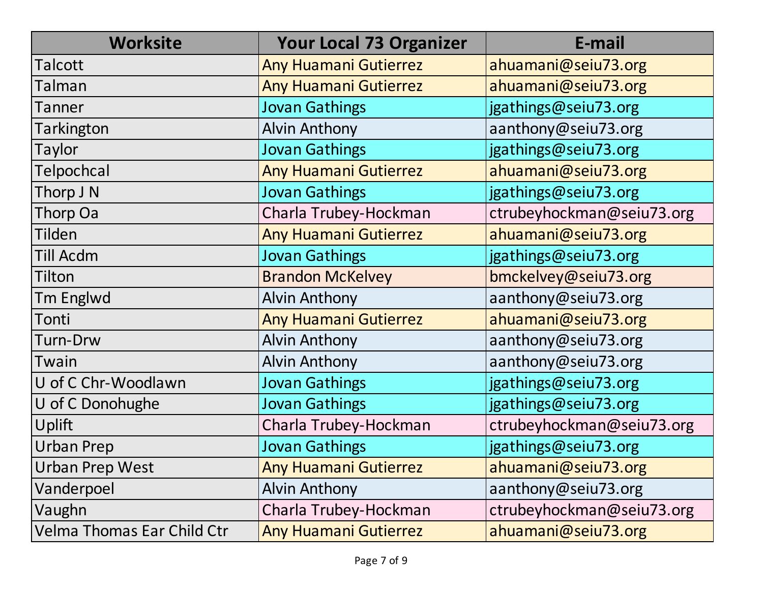| Worksite | Your Local 73 Organizer | E-mail |
|---|---|---|
| Talcott | Any Huamani Gutierrez | ahuamani@seiu73.org |
| Talman | Any Huamani Gutierrez | ahuamani@seiu73.org |
| Tanner | Jovan Gathings | jgathings@seiu73.org |
| Tarkington | Alvin Anthony | aanthony@seiu73.org |
| Taylor | Jovan Gathings | jgathings@seiu73.org |
| Telpochcal | Any Huamani Gutierrez | ahuamani@seiu73.org |
| Thorp J N | Jovan Gathings | jgathings@seiu73.org |
| Thorp Oa | Charla Trubey-Hockman | ctrubeyhockman@seiu73.org |
| Tilden | Any Huamani Gutierrez | ahuamani@seiu73.org |
| Till Acdm | Jovan Gathings | jgathings@seiu73.org |
| Tilton | Brandon McKelvey | bmckelvey@seiu73.org |
| Tm Englwd | Alvin Anthony | aanthony@seiu73.org |
| Tonti | Any Huamani Gutierrez | ahuamani@seiu73.org |
| Turn-Drw | Alvin Anthony | aanthony@seiu73.org |
| Twain | Alvin Anthony | aanthony@seiu73.org |
| U of C Chr-Woodlawn | Jovan Gathings | jgathings@seiu73.org |
| U of C Donohughe | Jovan Gathings | jgathings@seiu73.org |
| Uplift | Charla Trubey-Hockman | ctrubeyhockman@seiu73.org |
| Urban Prep | Jovan Gathings | jgathings@seiu73.org |
| Urban Prep West | Any Huamani Gutierrez | ahuamani@seiu73.org |
| Vanderpoel | Alvin Anthony | aanthony@seiu73.org |
| Vaughn | Charla Trubey-Hockman | ctrubeyhockman@seiu73.org |
| Velma Thomas Ear Child Ctr | Any Huamani Gutierrez | ahuamani@seiu73.org |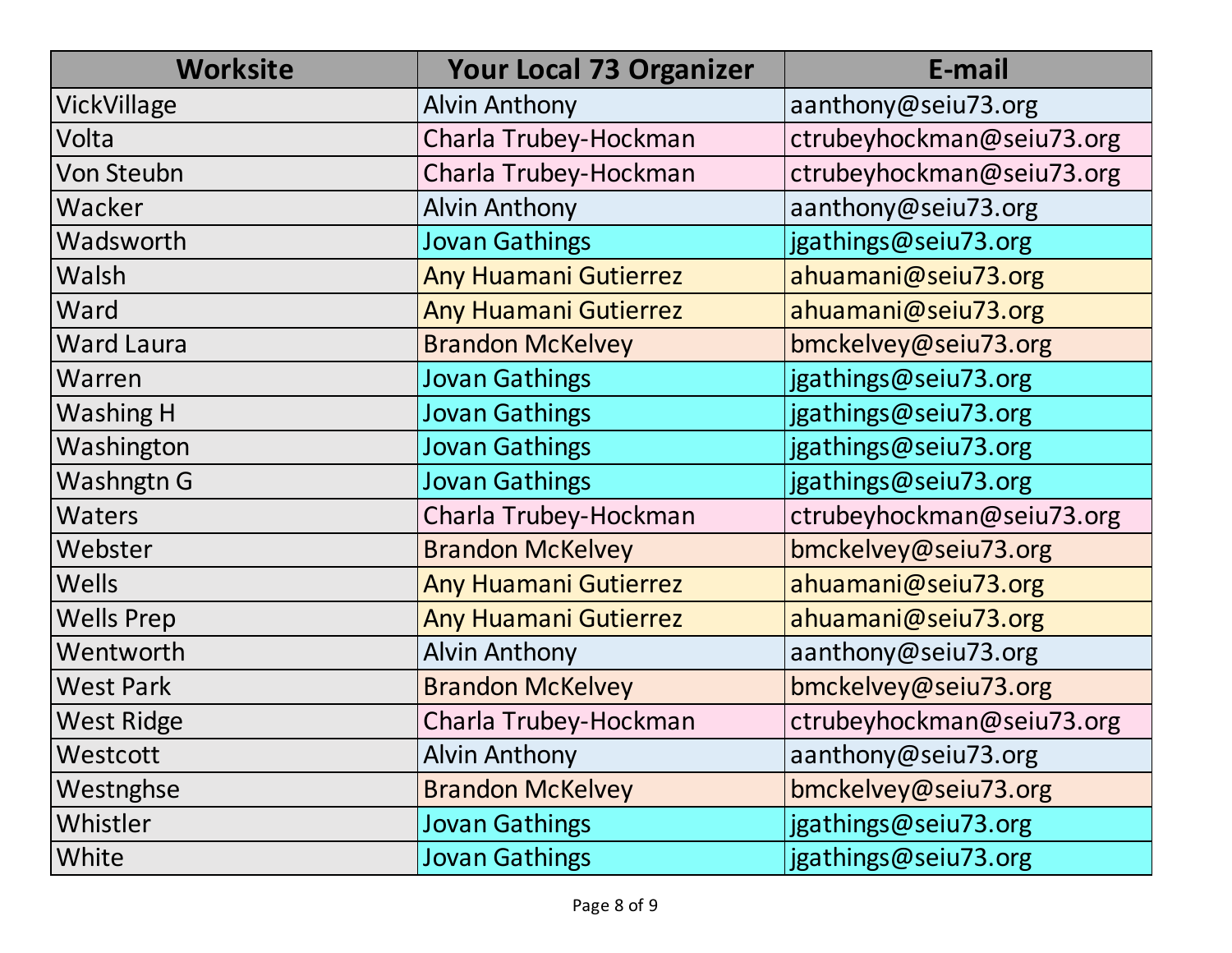| Worksite | Your Local 73 Organizer | E-mail |
| --- | --- | --- |
| VickVillage | Alvin Anthony | aanthony@seiu73.org |
| Volta | Charla Trubey-Hockman | ctrubeyhockman@seiu73.org |
| Von Steubn | Charla Trubey-Hockman | ctrubeyhockman@seiu73.org |
| Wacker | Alvin Anthony | aanthony@seiu73.org |
| Wadsworth | Jovan Gathings | jgathings@seiu73.org |
| Walsh | Any Huamani Gutierrez | ahuamani@seiu73.org |
| Ward | Any Huamani Gutierrez | ahuamani@seiu73.org |
| Ward Laura | Brandon McKelvey | bmckelvey@seiu73.org |
| Warren | Jovan Gathings | jgathings@seiu73.org |
| Washing H | Jovan Gathings | jgathings@seiu73.org |
| Washington | Jovan Gathings | jgathings@seiu73.org |
| Washngtn G | Jovan Gathings | jgathings@seiu73.org |
| Waters | Charla Trubey-Hockman | ctrubeyhockman@seiu73.org |
| Webster | Brandon McKelvey | bmckelvey@seiu73.org |
| Wells | Any Huamani Gutierrez | ahuamani@seiu73.org |
| Wells Prep | Any Huamani Gutierrez | ahuamani@seiu73.org |
| Wentworth | Alvin Anthony | aanthony@seiu73.org |
| West Park | Brandon McKelvey | bmckelvey@seiu73.org |
| West Ridge | Charla Trubey-Hockman | ctrubeyhockman@seiu73.org |
| Westcott | Alvin Anthony | aanthony@seiu73.org |
| Westnghse | Brandon McKelvey | bmckelvey@seiu73.org |
| Whistler | Jovan Gathings | jgathings@seiu73.org |
| White | Jovan Gathings | jgathings@seiu73.org |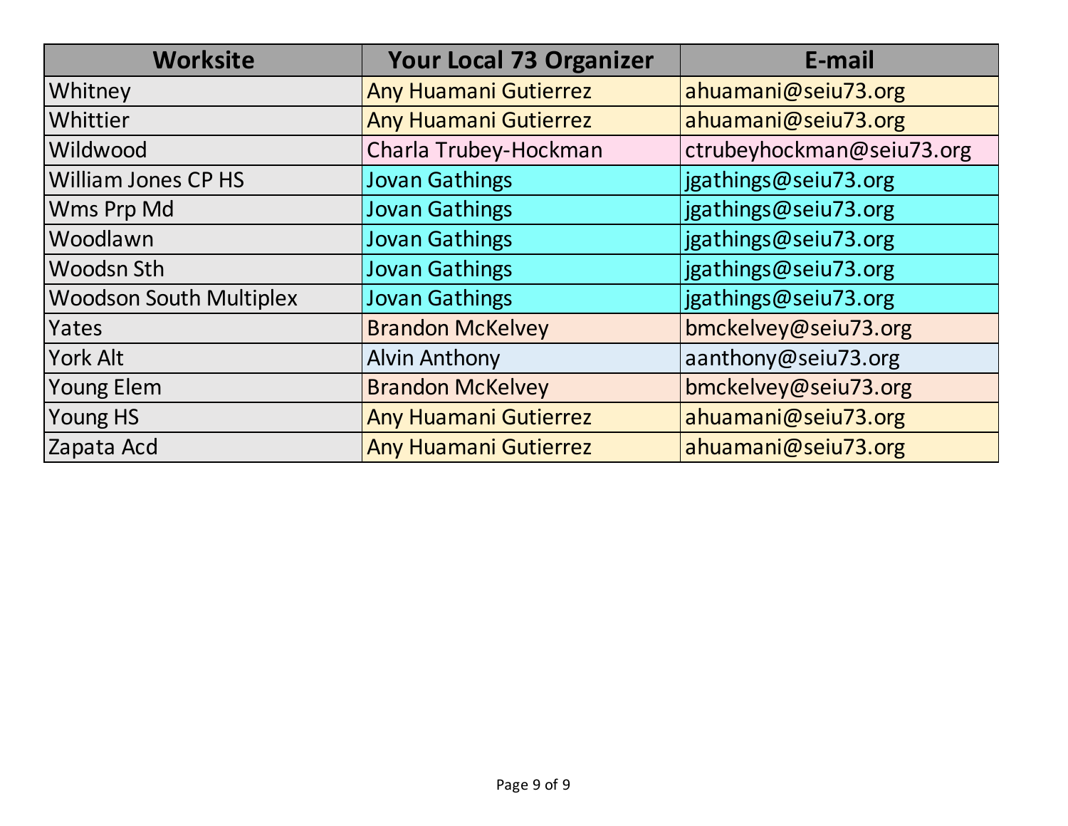| Worksite | Your Local 73 Organizer | E-mail |
|---|---|---|
| Whitney | Any Huamani Gutierrez | ahuamani@seiu73.org |
| Whittier | Any Huamani Gutierrez | ahuamani@seiu73.org |
| Wildwood | Charla Trubey-Hockman | ctrubeyhockman@seiu73.org |
| William Jones CP HS | Jovan Gathings | jgathings@seiu73.org |
| Wms Prp Md | Jovan Gathings | jgathings@seiu73.org |
| Woodlawn | Jovan Gathings | jgathings@seiu73.org |
| Woodsn Sth | Jovan Gathings | jgathings@seiu73.org |
| Woodson South Multiplex | Jovan Gathings | jgathings@seiu73.org |
| Yates | Brandon McKelvey | bmckelvey@seiu73.org |
| York Alt | Alvin Anthony | aanthony@seiu73.org |
| Young Elem | Brandon McKelvey | bmckelvey@seiu73.org |
| Young HS | Any Huamani Gutierrez | ahuamani@seiu73.org |
| Zapata Acd | Any Huamani Gutierrez | ahuamani@seiu73.org |